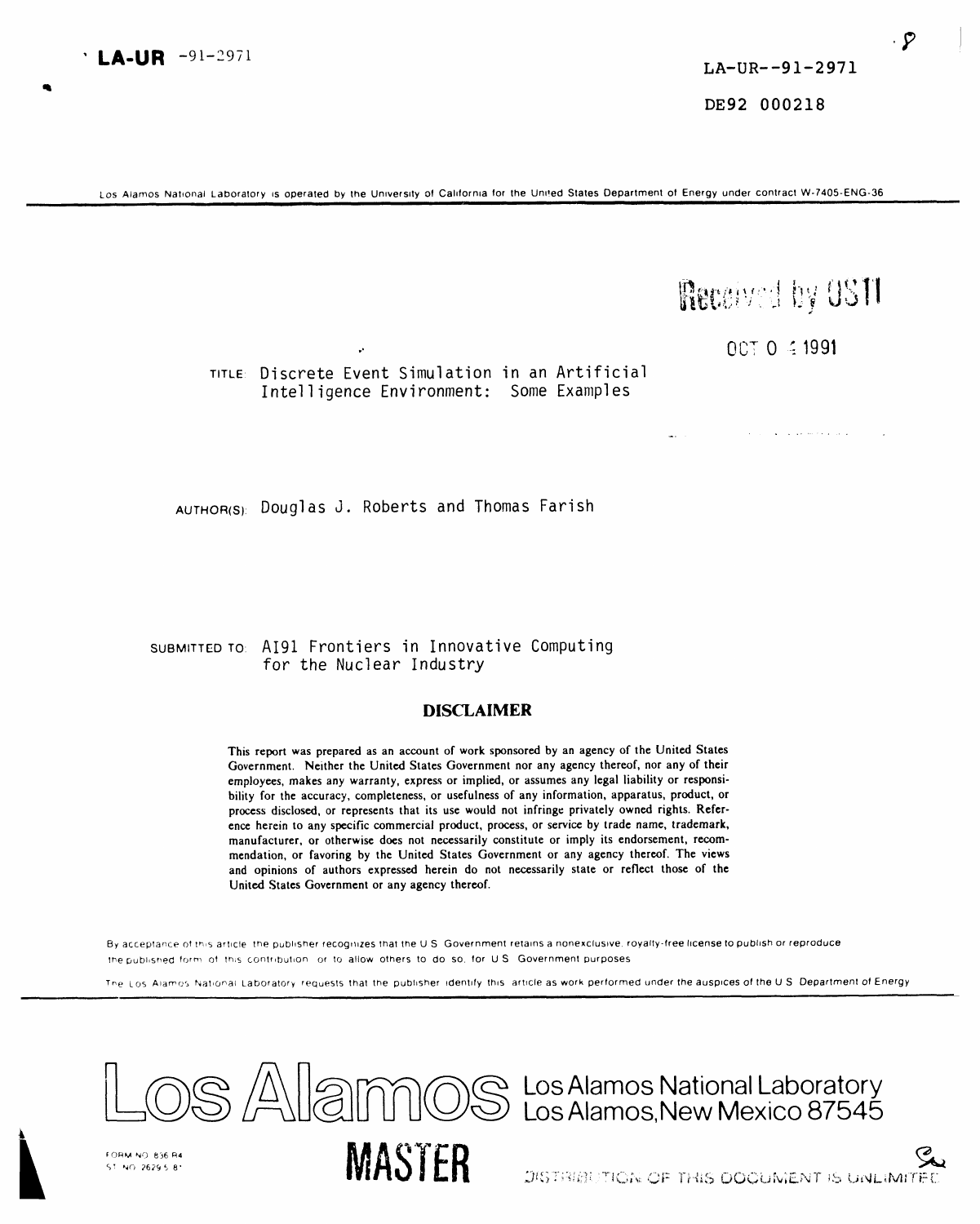LA-UR -91-2971

LA-UR--91-2971

DE92 000218

Los Alamos National Laboratory is operated by the University of California for the United States Department of Energy under contract W-7405-ENG-36

Received by OSTI

OCT 0 4 1991

TITLE: Discrete Event Simulation in an Artificial Intelligence Environment: Some Examples

AUTHOR(S): Douglas J. Roberts and Thomas Farish

SUBMITTED TO: AI91 Frontiers in Innovative Computing for the Nuclear Industry

## DISCLAIMER

This report was prepared as an account of work sponsored by an agency of the United States Government. Neither the United States Government nor any agency thereof, nor any of their employees, makes any warranty, express or implied, or assumes any legal liability or responsibility for the accuracy, completeness, or usefulness of any information, apparatus, product, or process disclosed, or represents that its use would not infringe privately owned rights. Reference herein to any specific commercial product, process, or service by trade name, trademark, manufacturer, or otherwise does not necessarily constitute or imply its endorsement, recommendation, or favoring by the United States Government or any agency thereof. The views and opinions of authors expressed herein do not necessarily state or reflect those of the United States Government or any agency thereof.

By acceptance of this article the publisher recognizes that the U.S. Government retains a nonexclusive, royalty-free license to publish or reproduce the published form of this contribution or to allow others to do so, for U.S. Government purposes.

The Los Alamos National Laboratory requests that the publisher identify this article as work performed under the auspices of the U.S. Department of Energy.

Los Alamos National Laboratory
Los Alamos, New Mexico 87545

FORM NO. 836 R4
ST. NO. 2629 5/81

MASTER

DISTRIBUTION OF THIS DOCUMENT IS UNLIMITED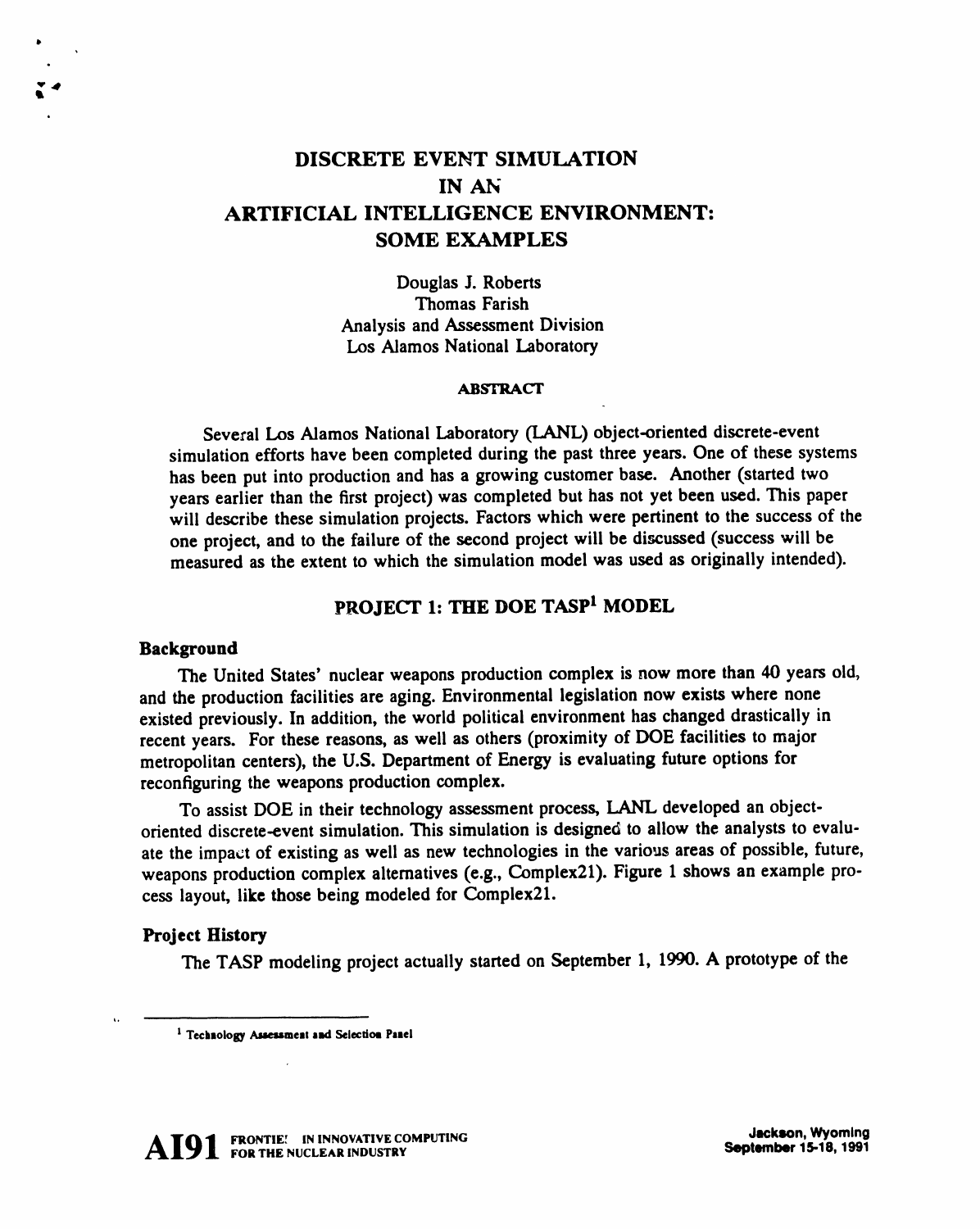# DISCRETE EVENT SIMULATION IN AN ARTIFICIAL INTELLIGENCE ENVIRONMENT: SOME EXAMPLES

Douglas J. Roberts
Thomas Farish
Analysis and Assessment Division
Los Alamos National Laboratory

### ABSTRACT

Several Los Alamos National Laboratory (LANL) object-oriented discrete-event simulation efforts have been completed during the past three years. One of these systems has been put into production and has a growing customer base. Another (started two years earlier than the first project) was completed but has not yet been used. This paper will describe these simulation projects. Factors which were pertinent to the success of the one project, and to the failure of the second project will be discussed (success will be measured as the extent to which the simulation model was used as originally intended).

## PROJECT 1: THE DOE TASP[1] MODEL

### Background

The United States' nuclear weapons production complex is now more than 40 years old, and the production facilities are aging. Environmental legislation now exists where none existed previously. In addition, the world political environment has changed drastically in recent years. For these reasons, as well as others (proximity of DOE facilities to major metropolitan centers), the U.S. Department of Energy is evaluating future options for reconfiguring the weapons production complex.

To assist DOE in their technology assessment process, LANL developed an object-oriented discrete-event simulation. This simulation is designed to allow the analysts to evaluate the impact of existing as well as new technologies in the various areas of possible, future, weapons production complex alternatives (e.g., Complex21). Figure 1 shows an example process layout, like those being modeled for Complex21.

### Project History

The TASP modeling project actually started on September 1, 1990. A prototype of the

[1] Technology Assessment and Selection Panel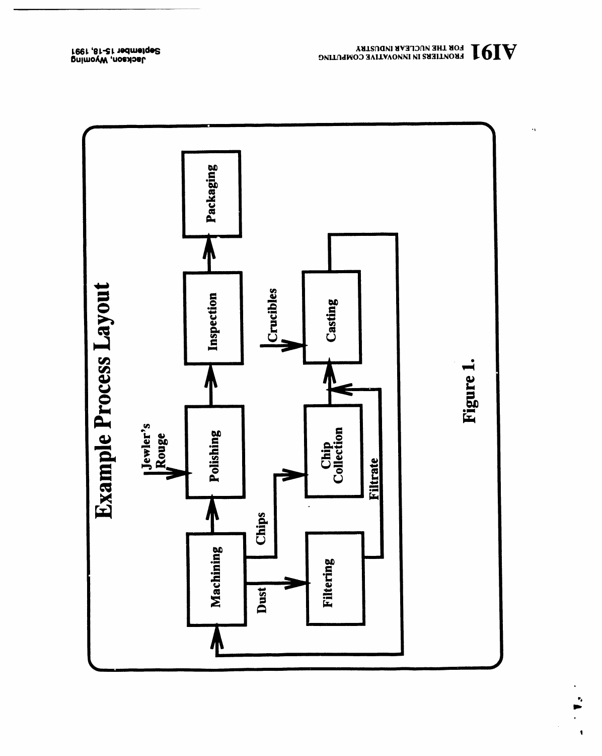## Example Process Layout

Machining

Polishing

Inspection

Packaging

Jewler's Rouge

Chips

Dust

Filtering

Filtrate

Chip Collection

Crucibles

Casting

Figure 1.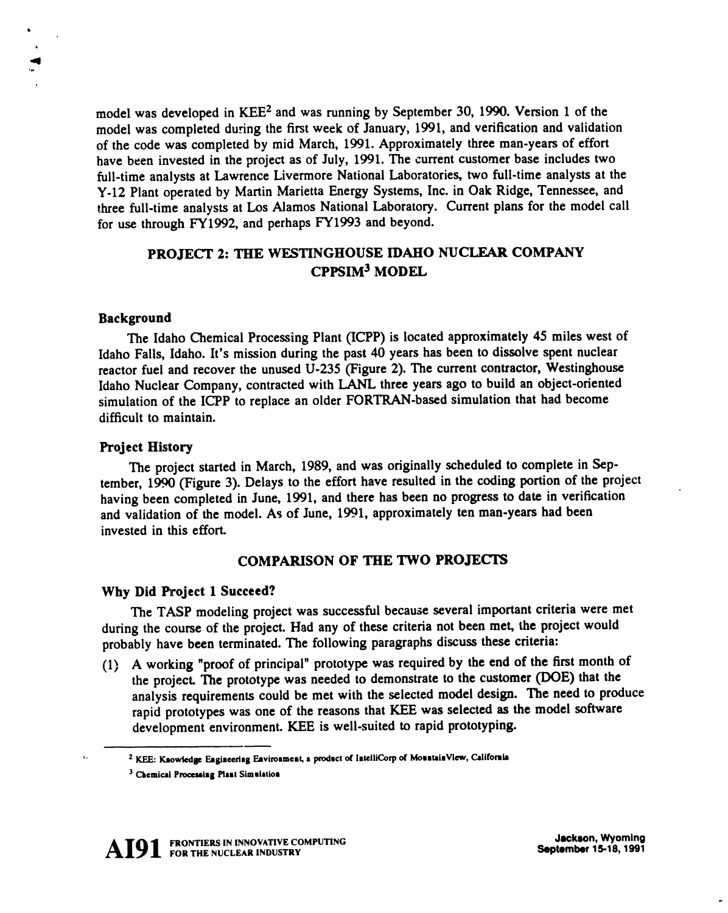model was developed in KEE[2] and was running by September 30, 1990. Version 1 of the model was completed during the first week of January, 1991, and verification and validation of the code was completed by mid March, 1991. Approximately three man-years of effort have been invested in the project as of July, 1991. The current customer base includes two full-time analysts at Lawrence Livermore National Laboratories, two full-time analysts at the Y-12 Plant operated by Martin Marietta Energy Systems, Inc. in Oak Ridge, Tennessee, and three full-time analysts at Los Alamos National Laboratory. Current plans for the model call for use through FY1992, and perhaps FY1993 and beyond.

## PROJECT 2: THE WESTINGHOUSE IDAHO NUCLEAR COMPANY CPPSIM[3] MODEL

### Background

The Idaho Chemical Processing Plant (ICPP) is located approximately 45 miles west of Idaho Falls, Idaho. It's mission during the past 40 years has been to dissolve spent nuclear reactor fuel and recover the unused U-235 (Figure 2). The current contractor, Westinghouse Idaho Nuclear Company, contracted with LANL three years ago to build an object-oriented simulation of the ICPP to replace an older FORTRAN-based simulation that had become difficult to maintain.

### Project History

The project started in March, 1989, and was originally scheduled to complete in September, 1990 (Figure 3). Delays to the effort have resulted in the coding portion of the project having been completed in June, 1991, and there has been no progress to date in verification and validation of the model. As of June, 1991, approximately ten man-years had been invested in this effort.

## COMPARISON OF THE TWO PROJECTS

### Why Did Project 1 Succeed?

The TASP modeling project was successful because several important criteria were met during the course of the project. Had any of these criteria not been met, the project would probably have been terminated. The following paragraphs discuss these criteria:

(1) A working "proof of principal" prototype was required by the end of the first month of the project. The prototype was needed to demonstrate to the customer (DOE) that the analysis requirements could be met with the selected model design. The need to produce rapid prototypes was one of the reasons that KEE was selected as the model software development environment. KEE is well-suited to rapid prototyping.

---

[2] KEE: Knowledge Engineering Environment, a product of IntelliCorp of MountainView, California

[3] Chemical Processing Plant Simulation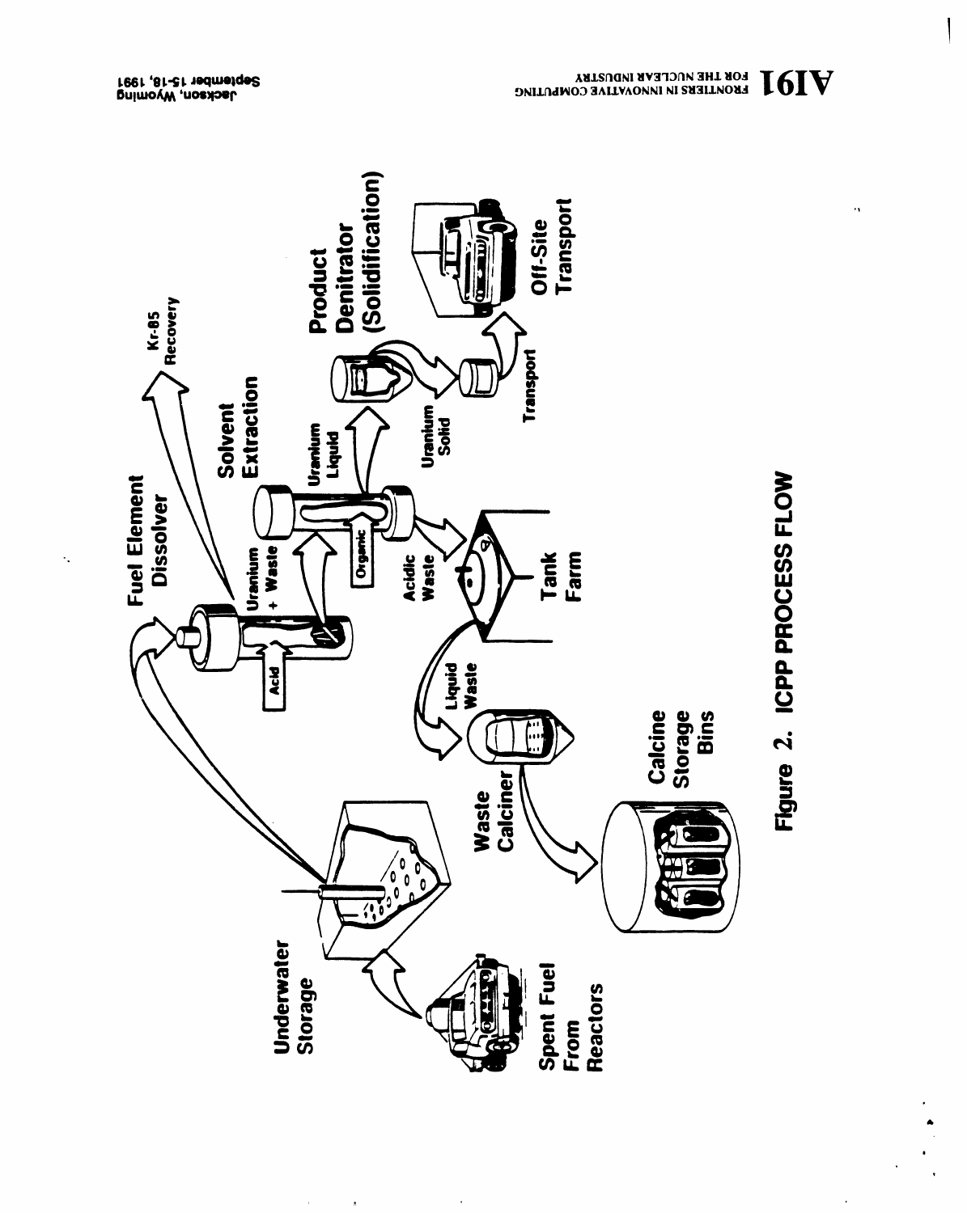Figure 2. ICPP PROCESS FLOW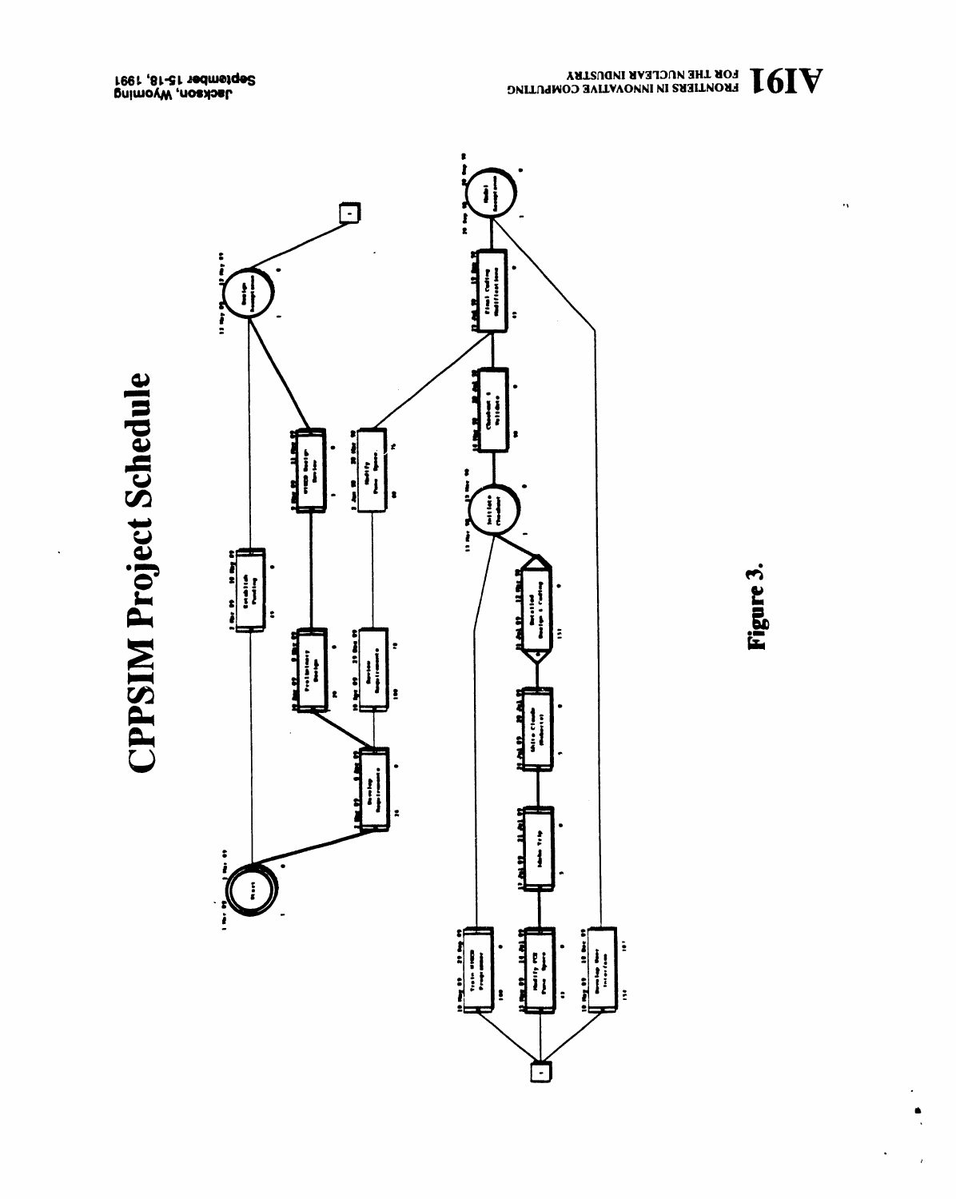# CPPSIM Project Schedule

Figure 3.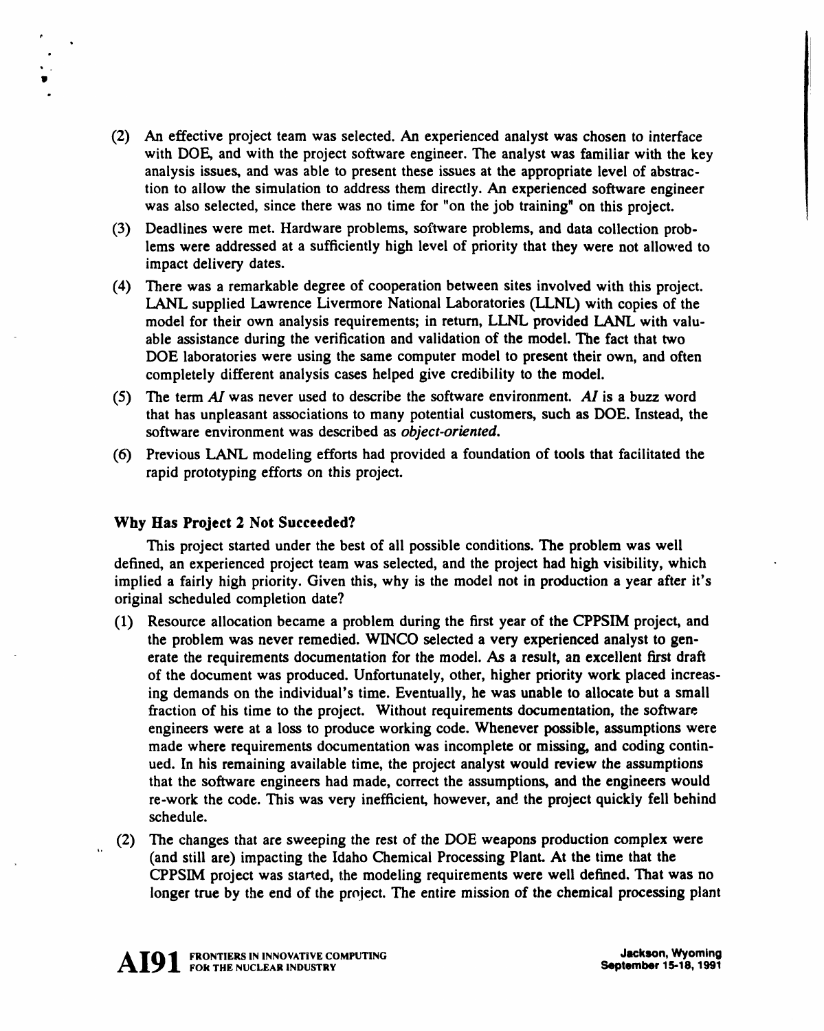(2) An effective project team was selected. An experienced analyst was chosen to interface with DOE, and with the project software engineer. The analyst was familiar with the key analysis issues, and was able to present these issues at the appropriate level of abstraction to allow the simulation to address them directly. An experienced software engineer was also selected, since there was no time for "on the job training" on this project.

(3) Deadlines were met. Hardware problems, software problems, and data collection problems were addressed at a sufficiently high level of priority that they were not allowed to impact delivery dates.

(4) There was a remarkable degree of cooperation between sites involved with this project. LANL supplied Lawrence Livermore National Laboratories (LLNL) with copies of the model for their own analysis requirements; in return, LLNL provided LANL with valuable assistance during the verification and validation of the model. The fact that two DOE laboratories were using the same computer model to present their own, and often completely different analysis cases helped give credibility to the model.

(5) The term *AI* was never used to describe the software environment. *AI* is a buzz word that has unpleasant associations to many potential customers, such as DOE. Instead, the software environment was described as *object-oriented.*

(6) Previous LANL modeling efforts had provided a foundation of tools that facilitated the rapid prototyping efforts on this project.

### Why Has Project 2 Not Succeeded?

This project started under the best of all possible conditions. The problem was well defined, an experienced project team was selected, and the project had high visibility, which implied a fairly high priority. Given this, why is the model not in production a year after it's original scheduled completion date?

(1) Resource allocation became a problem during the first year of the CPPSIM project, and the problem was never remedied. WINCO selected a very experienced analyst to generate the requirements documentation for the model. As a result, an excellent first draft of the document was produced. Unfortunately, other, higher priority work placed increasing demands on the individual's time. Eventually, he was unable to allocate but a small fraction of his time to the project. Without requirements documentation, the software engineers were at a loss to produce working code. Whenever possible, assumptions were made where requirements documentation was incomplete or missing, and coding continued. In his remaining available time, the project analyst would review the assumptions that the software engineers had made, correct the assumptions, and the engineers would re-work the code. This was very inefficient, however, and the project quickly fell behind schedule.

(2) The changes that are sweeping the rest of the DOE weapons production complex were (and still are) impacting the Idaho Chemical Processing Plant. At the time that the CPPSIM project was started, the modeling requirements were well defined. That was no longer true by the end of the project. The entire mission of the chemical processing plant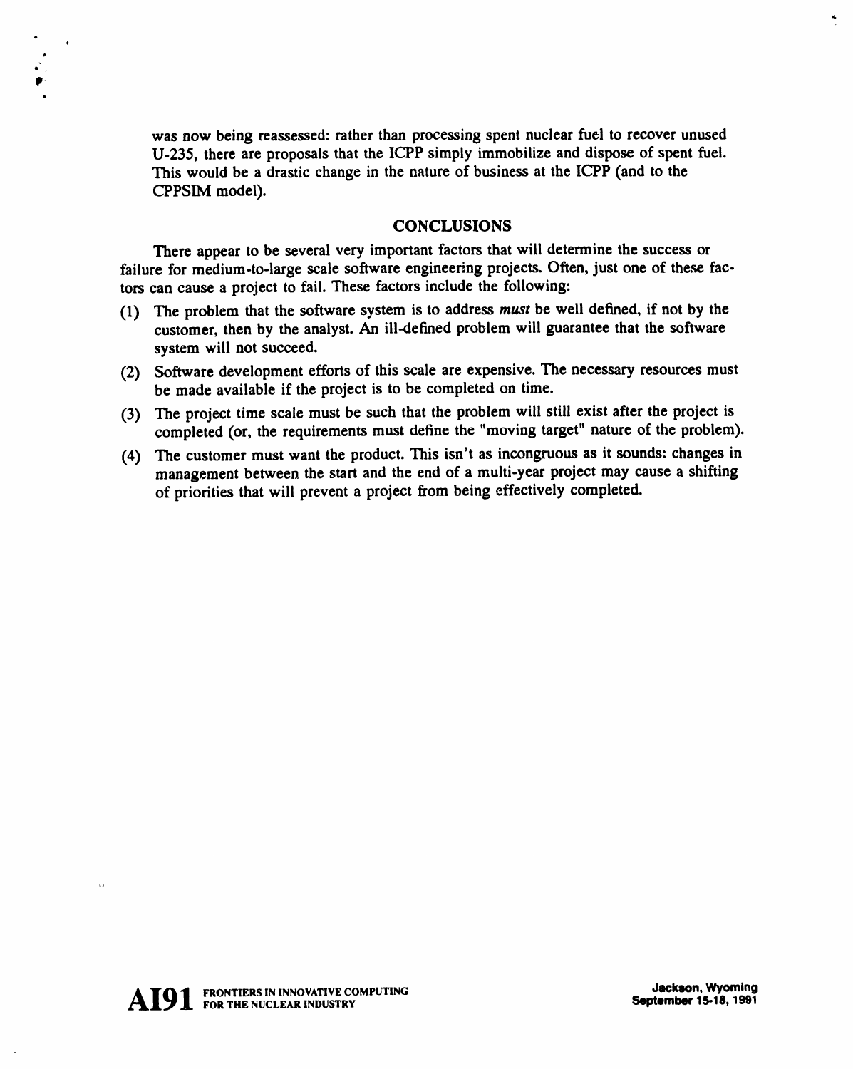was now being reassessed: rather than processing spent nuclear fuel to recover unused U-235, there are proposals that the ICPP simply immobilize and dispose of spent fuel. This would be a drastic change in the nature of business at the ICPP (and to the CPPSIM model).

## CONCLUSIONS

There appear to be several very important factors that will determine the success or failure for medium-to-large scale software engineering projects. Often, just one of these factors can cause a project to fail. These factors include the following:

(1) The problem that the software system is to address *must* be well defined, if not by the customer, then by the analyst. An ill-defined problem will guarantee that the software system will not succeed.

(2) Software development efforts of this scale are expensive. The necessary resources must be made available if the project is to be completed on time.

(3) The project time scale must be such that the problem will still exist after the project is completed (or, the requirements must define the "moving target" nature of the problem).

(4) The customer must want the product. This isn't as incongruous as it sounds: changes in management between the start and the end of a multi-year project may cause a shifting of priorities that will prevent a project from being effectively completed.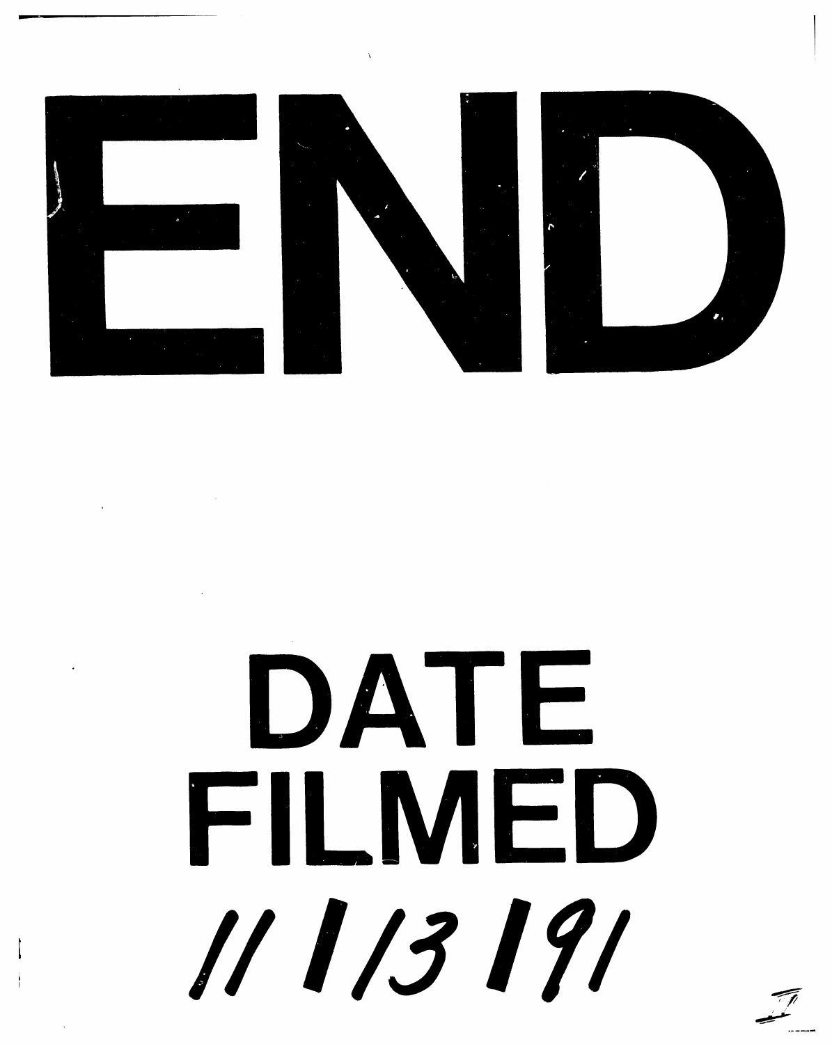# END

# DATE FILMED

11 / 13 / 91